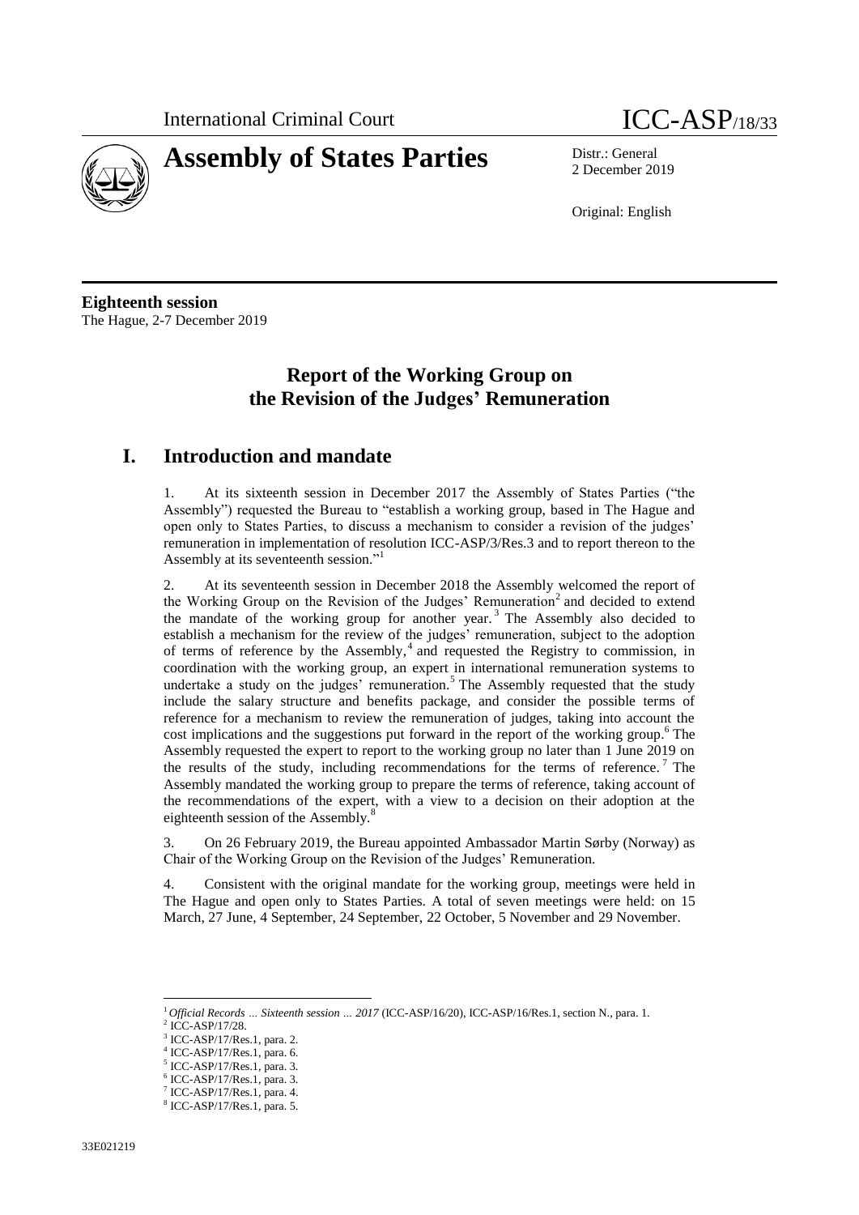International Criminal Court

# Assembly of States Parties

ICC-ASP/18/33

Distr.: General
2 December 2019

Original: English

**Eighteenth session**
The Hague, 2-7 December 2019

## Report of the Working Group on the Revision of the Judges' Remuneration

## I. Introduction and mandate

1. At its sixteenth session in December 2017 the Assembly of States Parties ("the Assembly") requested the Bureau to "establish a working group, based in The Hague and open only to States Parties, to discuss a mechanism to consider a revision of the judges' remuneration in implementation of resolution ICC-ASP/3/Res.3 and to report thereon to the Assembly at its seventeenth session."[1]

2. At its seventeenth session in December 2018 the Assembly welcomed the report of the Working Group on the Revision of the Judges' Remuneration[2] and decided to extend the mandate of the working group for another year.[3] The Assembly also decided to establish a mechanism for the review of the judges' remuneration, subject to the adoption of terms of reference by the Assembly,[4] and requested the Registry to commission, in coordination with the working group, an expert in international remuneration systems to undertake a study on the judges' remuneration.[5] The Assembly requested that the study include the salary structure and benefits package, and consider the possible terms of reference for a mechanism to review the remuneration of judges, taking into account the cost implications and the suggestions put forward in the report of the working group.[6] The Assembly requested the expert to report to the working group no later than 1 June 2019 on the results of the study, including recommendations for the terms of reference.[7] The Assembly mandated the working group to prepare the terms of reference, taking account of the recommendations of the expert, with a view to a decision on their adoption at the eighteenth session of the Assembly.[8]

3. On 26 February 2019, the Bureau appointed Ambassador Martin Sørby (Norway) as Chair of the Working Group on the Revision of the Judges' Remuneration.

4. Consistent with the original mandate for the working group, meetings were held in The Hague and open only to States Parties. A total of seven meetings were held: on 15 March, 27 June, 4 September, 24 September, 22 October, 5 November and 29 November.

---

[1] *Official Records … Sixteenth session … 2017* (ICC-ASP/16/20), ICC-ASP/16/Res.1, section N., para. 1.
[2] ICC-ASP/17/28.
[3] ICC-ASP/17/Res.1, para. 2.
[4] ICC-ASP/17/Res.1, para. 6.
[5] ICC-ASP/17/Res.1, para. 3.
[6] ICC-ASP/17/Res.1, para. 3.
[7] ICC-ASP/17/Res.1, para. 4.
[8] ICC-ASP/17/Res.1, para. 5.

33E021219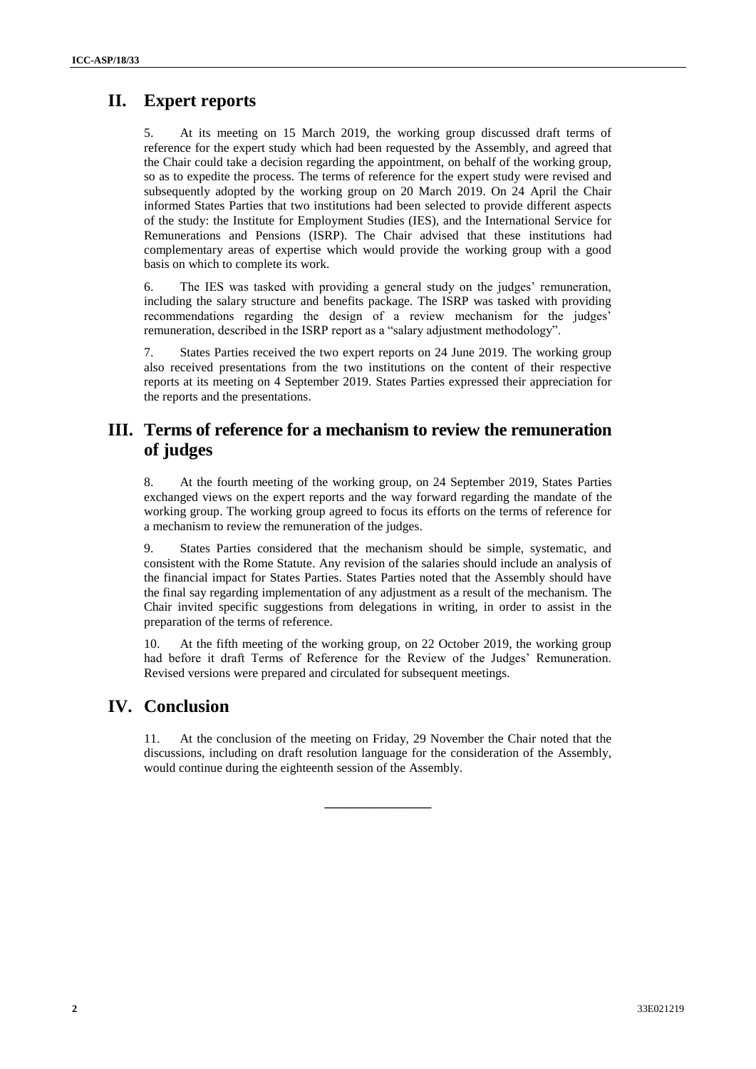## II. Expert reports

5. At its meeting on 15 March 2019, the working group discussed draft terms of reference for the expert study which had been requested by the Assembly, and agreed that the Chair could take a decision regarding the appointment, on behalf of the working group, so as to expedite the process. The terms of reference for the expert study were revised and subsequently adopted by the working group on 20 March 2019. On 24 April the Chair informed States Parties that two institutions had been selected to provide different aspects of the study: the Institute for Employment Studies (IES), and the International Service for Remunerations and Pensions (ISRP). The Chair advised that these institutions had complementary areas of expertise which would provide the working group with a good basis on which to complete its work.

6. The IES was tasked with providing a general study on the judges' remuneration, including the salary structure and benefits package. The ISRP was tasked with providing recommendations regarding the design of a review mechanism for the judges' remuneration, described in the ISRP report as a "salary adjustment methodology".

7. States Parties received the two expert reports on 24 June 2019. The working group also received presentations from the two institutions on the content of their respective reports at its meeting on 4 September 2019. States Parties expressed their appreciation for the reports and the presentations.

## III. Terms of reference for a mechanism to review the remuneration of judges

8. At the fourth meeting of the working group, on 24 September 2019, States Parties exchanged views on the expert reports and the way forward regarding the mandate of the working group. The working group agreed to focus its efforts on the terms of reference for a mechanism to review the remuneration of the judges.

9. States Parties considered that the mechanism should be simple, systematic, and consistent with the Rome Statute. Any revision of the salaries should include an analysis of the financial impact for States Parties. States Parties noted that the Assembly should have the final say regarding implementation of any adjustment as a result of the mechanism. The Chair invited specific suggestions from delegations in writing, in order to assist in the preparation of the terms of reference.

10. At the fifth meeting of the working group, on 22 October 2019, the working group had before it draft Terms of Reference for the Review of the Judges' Remuneration. Revised versions were prepared and circulated for subsequent meetings.

## IV. Conclusion

11. At the conclusion of the meeting on Friday, 29 November the Chair noted that the discussions, including on draft resolution language for the consideration of the Assembly, would continue during the eighteenth session of the Assembly.

---